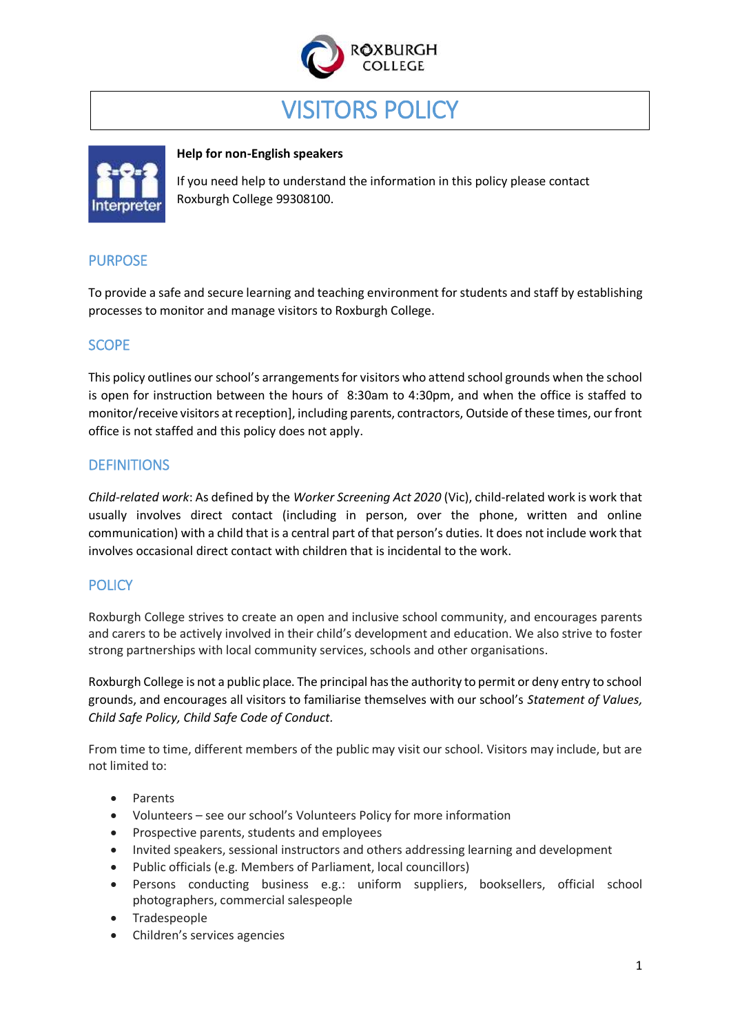ROXBURGH COLLEGE

# VISITORS POLICY

**Help for non-English speakers**

If you need help to understand the information in this policy please contact Roxburgh College 99308100.

## PURPOSE

To provide a safe and secure learning and teaching environment for students and staff by establishing processes to monitor and manage visitors to Roxburgh College.

## SCOPE

This policy outlines our school's arrangements for visitors who attend school grounds when the school is open for instruction between the hours of 8:30am to 4:30pm, and when the office is staffed to monitor/receive visitors at reception], including parents, contractors, Outside of these times, our front office is not staffed and this policy does not apply.

## DEFINITIONS

*Child-related work*: As defined by the *Worker Screening Act 2020* (Vic), child-related work is work that usually involves direct contact (including in person, over the phone, written and online communication) with a child that is a central part of that person's duties. It does not include work that involves occasional direct contact with children that is incidental to the work.

## POLICY

Roxburgh College strives to create an open and inclusive school community, and encourages parents and carers to be actively involved in their child's development and education. We also strive to foster strong partnerships with local community services, schools and other organisations.

Roxburgh College is not a public place. The principal has the authority to permit or deny entry to school grounds, and encourages all visitors to familiarise themselves with our school's *Statement of Values, Child Safe Policy, Child Safe Code of Conduct.*

From time to time, different members of the public may visit our school. Visitors may include, but are not limited to:

- Parents
- Volunteers – see our school's Volunteers Policy for more information
- Prospective parents, students and employees
- Invited speakers, sessional instructors and others addressing learning and development
- Public officials (e.g. Members of Parliament, local councillors)
- Persons conducting business e.g.: uniform suppliers, booksellers, official school photographers, commercial salespeople
- Tradespeople
- Children's services agencies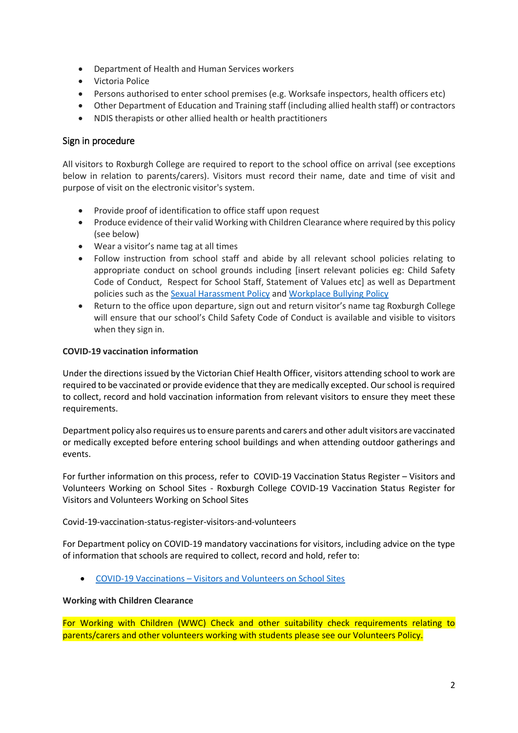- Department of Health and Human Services workers
- Victoria Police
- Persons authorised to enter school premises (e.g. Worksafe inspectors, health officers etc)
- Other Department of Education and Training staff (including allied health staff) or contractors
- NDIS therapists or other allied health or health practitioners

## Sign in procedure

All visitors to Roxburgh College are required to report to the school office on arrival (see exceptions below in relation to parents/carers). Visitors must record their name, date and time of visit and purpose of visit on the electronic visitor's system.

- Provide proof of identification to office staff upon request
- Produce evidence of their valid Working with Children Clearance where required by this policy (see below)
- Wear a visitor's name tag at all times
- Follow instruction from school staff and abide by all relevant school policies relating to appropriate conduct on school grounds including [insert relevant policies eg: Child Safety Code of Conduct, Respect for School Staff, Statement of Values etc] as well as Department policies such as the Sexual Harassment Policy and Workplace Bullying Policy
- Return to the office upon departure, sign out and return visitor's name tag Roxburgh College will ensure that our school's Child Safety Code of Conduct is available and visible to visitors when they sign in.

**COVID-19 vaccination information**

Under the directions issued by the Victorian Chief Health Officer, visitors attending school to work are required to be vaccinated or provide evidence that they are medically excepted. Our school is required to collect, record and hold vaccination information from relevant visitors to ensure they meet these requirements.

Department policy also requires us to ensure parents and carers and other adult visitors are vaccinated or medically excepted before entering school buildings and when attending outdoor gatherings and events.

For further information on this process, refer to COVID-19 Vaccination Status Register – Visitors and Volunteers Working on School Sites - Roxburgh College COVID-19 Vaccination Status Register for Visitors and Volunteers Working on School Sites

Covid-19-vaccination-status-register-visitors-and-volunteers

For Department policy on COVID-19 mandatory vaccinations for visitors, including advice on the type of information that schools are required to collect, record and hold, refer to:

- COVID-19 Vaccinations – Visitors and Volunteers on School Sites

**Working with Children Clearance**

For Working with Children (WWC) Check and other suitability check requirements relating to parents/carers and other volunteers working with students please see our Volunteers Policy.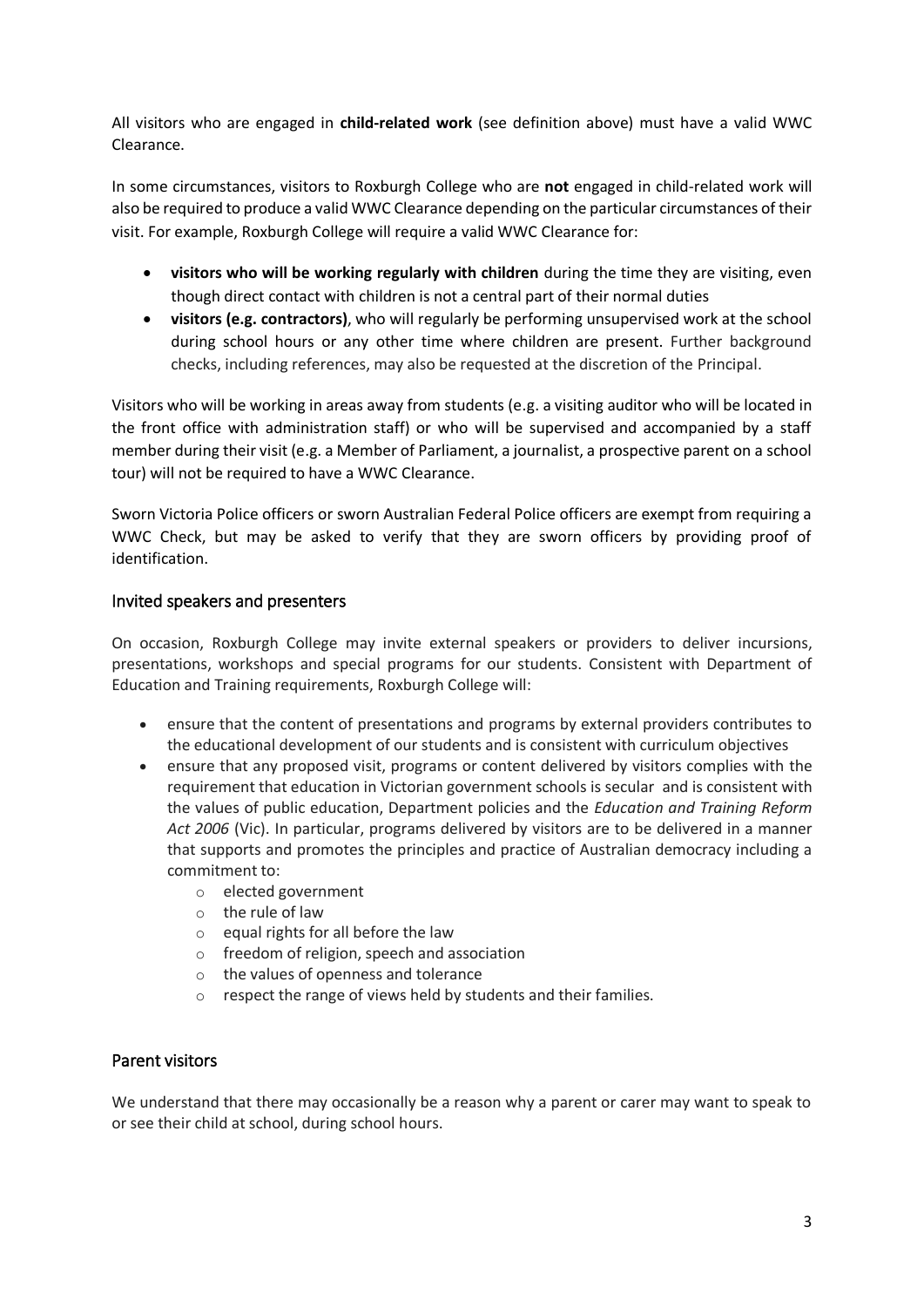All visitors who are engaged in **child-related work** (see definition above) must have a valid WWC Clearance.

In some circumstances, visitors to Roxburgh College who are **not** engaged in child-related work will also be required to produce a valid WWC Clearance depending on the particular circumstances of their visit. For example, Roxburgh College will require a valid WWC Clearance for:

- **visitors who will be working regularly with children** during the time they are visiting, even though direct contact with children is not a central part of their normal duties
- **visitors (e.g. contractors)**, who will regularly be performing unsupervised work at the school during school hours or any other time where children are present. Further background checks, including references, may also be requested at the discretion of the Principal.

Visitors who will be working in areas away from students (e.g. a visiting auditor who will be located in the front office with administration staff) or who will be supervised and accompanied by a staff member during their visit (e.g. a Member of Parliament, a journalist, a prospective parent on a school tour) will not be required to have a WWC Clearance.

Sworn Victoria Police officers or sworn Australian Federal Police officers are exempt from requiring a WWC Check, but may be asked to verify that they are sworn officers by providing proof of identification.

## Invited speakers and presenters

On occasion, Roxburgh College may invite external speakers or providers to deliver incursions, presentations, workshops and special programs for our students. Consistent with Department of Education and Training requirements, Roxburgh College will:

- ensure that the content of presentations and programs by external providers contributes to the educational development of our students and is consistent with curriculum objectives
- ensure that any proposed visit, programs or content delivered by visitors complies with the requirement that education in Victorian government schools is secular and is consistent with the values of public education, Department policies and the *Education and Training Reform Act 2006* (Vic). In particular, programs delivered by visitors are to be delivered in a manner that supports and promotes the principles and practice of Australian democracy including a commitment to:
  - elected government
  - the rule of law
  - equal rights for all before the law
  - freedom of religion, speech and association
  - the values of openness and tolerance
  - respect the range of views held by students and their families.

## Parent visitors

We understand that there may occasionally be a reason why a parent or carer may want to speak to or see their child at school, during school hours.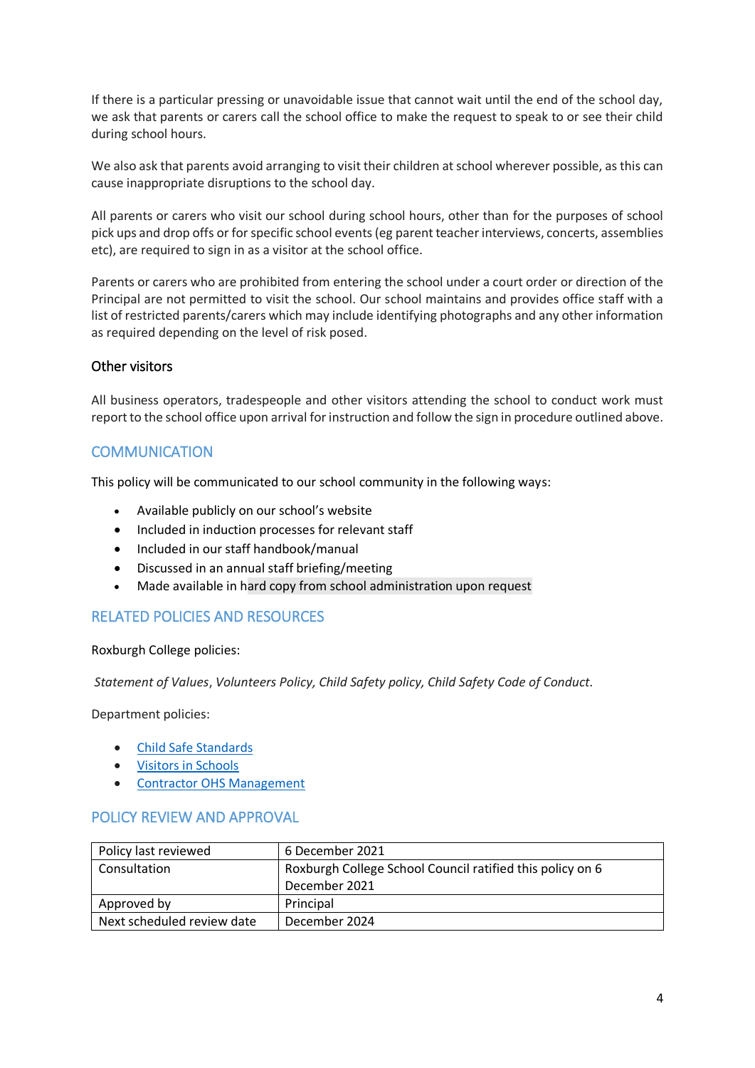If there is a particular pressing or unavoidable issue that cannot wait until the end of the school day, we ask that parents or carers call the school office to make the request to speak to or see their child during school hours.

We also ask that parents avoid arranging to visit their children at school wherever possible, as this can cause inappropriate disruptions to the school day.

All parents or carers who visit our school during school hours, other than for the purposes of school pick ups and drop offs or for specific school events (eg parent teacher interviews, concerts, assemblies etc), are required to sign in as a visitor at the school office.

Parents or carers who are prohibited from entering the school under a court order or direction of the Principal are not permitted to visit the school. Our school maintains and provides office staff with a list of restricted parents/carers which may include identifying photographs and any other information as required depending on the level of risk posed.

### Other visitors

All business operators, tradespeople and other visitors attending the school to conduct work must report to the school office upon arrival for instruction and follow the sign in procedure outlined above.

## COMMUNICATION

This policy will be communicated to our school community in the following ways:

- Available publicly on our school's website
- Included in induction processes for relevant staff
- Included in our staff handbook/manual
- Discussed in an annual staff briefing/meeting
- Made available in hard copy from school administration upon request

## RELATED POLICIES AND RESOURCES

Roxburgh College policies:

*Statement of Values*, *Volunteers Policy, Child Safety policy, Child Safety Code of Conduct.*

Department policies:

- Child Safe Standards
- Visitors in Schools
- Contractor OHS Management

## POLICY REVIEW AND APPROVAL

| | |
|---|---|
| Policy last reviewed | 6 December 2021 |
| Consultation | Roxburgh College School Council ratified this policy on 6 December 2021 |
| Approved by | Principal |
| Next scheduled review date | December 2024 |